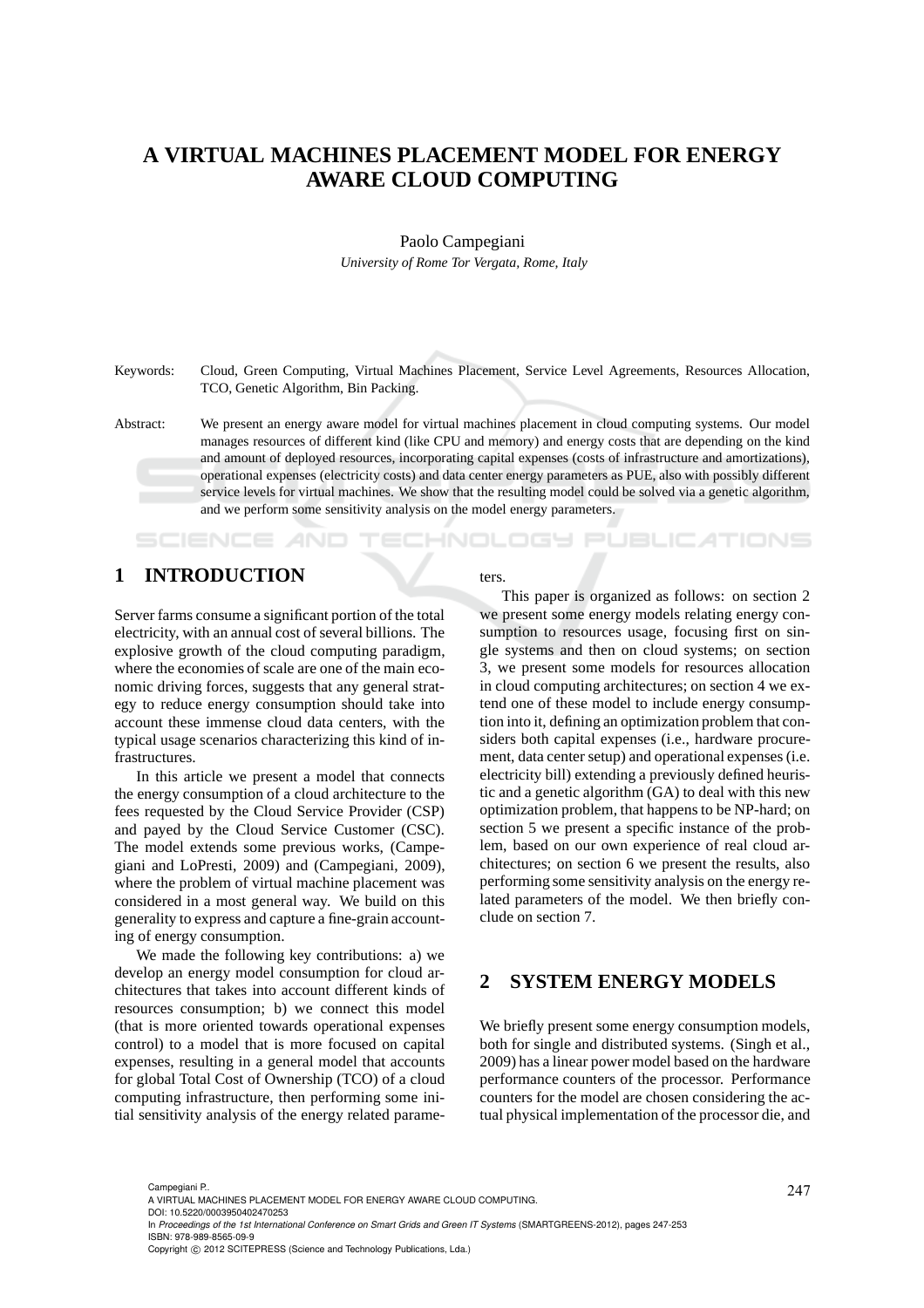# A VIRTUAL MACHINES PLACEMENT MODEL FOR ENERGY AWARE CLOUD COMPUTING

Paolo Campegiani

*University of Rome Tor Vergata, Rome, Italy*

Keywords: Cloud, Green Computing, Virtual Machines Placement, Service Level Agreements, Resources Allocation, TCO, Genetic Algorithm, Bin Packing.

Abstract: We present an energy aware model for virtual machines placement in cloud computing systems. Our model manages resources of different kind (like CPU and memory) and energy costs that are depending on the kind and amount of deployed resources, incorporating capital expenses (costs of infrastructure and amortizations), operational expenses (electricity costs) and data center energy parameters as PUE, also with possibly different service levels for virtual machines. We show that the resulting model could be solved via a genetic algorithm, and we perform some sensitivity analysis on the model energy parameters.

## 1 INTRODUCTION

Server farms consume a significant portion of the total electricity, with an annual cost of several billions. The explosive growth of the cloud computing paradigm, where the economies of scale are one of the main economic driving forces, suggests that any general strategy to reduce energy consumption should take into account these immense cloud data centers, with the typical usage scenarios characterizing this kind of infrastructures.

In this article we present a model that connects the energy consumption of a cloud architecture to the fees requested by the Cloud Service Provider (CSP) and payed by the Cloud Service Customer (CSC). The model extends some previous works, (Campegiani and LoPresti, 2009) and (Campegiani, 2009), where the problem of virtual machine placement was considered in a most general way. We build on this generality to express and capture a fine-grain accounting of energy consumption.

We made the following key contributions: a) we develop an energy model consumption for cloud architectures that takes into account different kinds of resources consumption; b) we connect this model (that is more oriented towards operational expenses control) to a model that is more focused on capital expenses, resulting in a general model that accounts for global Total Cost of Ownership (TCO) of a cloud computing infrastructure, then performing some initial sensitivity analysis of the energy related parameters.

This paper is organized as follows: on section 2 we present some energy models relating energy consumption to resources usage, focusing first on single systems and then on cloud systems; on section 3, we present some models for resources allocation in cloud computing architectures; on section 4 we extend one of these model to include energy consumption into it, defining an optimization problem that considers both capital expenses (i.e., hardware procurement, data center setup) and operational expenses (i.e. electricity bill) extending a previously defined heuristic and a genetic algorithm (GA) to deal with this new optimization problem, that happens to be NP-hard; on section 5 we present a specific instance of the problem, based on our own experience of real cloud architectures; on section 6 we present the results, also performing some sensitivity analysis on the energy related parameters of the model. We then briefly conclude on section 7.

## 2 SYSTEM ENERGY MODELS

We briefly present some energy consumption models, both for single and distributed systems. (Singh et al., 2009) has a linear power model based on the hardware performance counters of the processor. Performance counters for the model are chosen considering the actual physical implementation of the processor die, and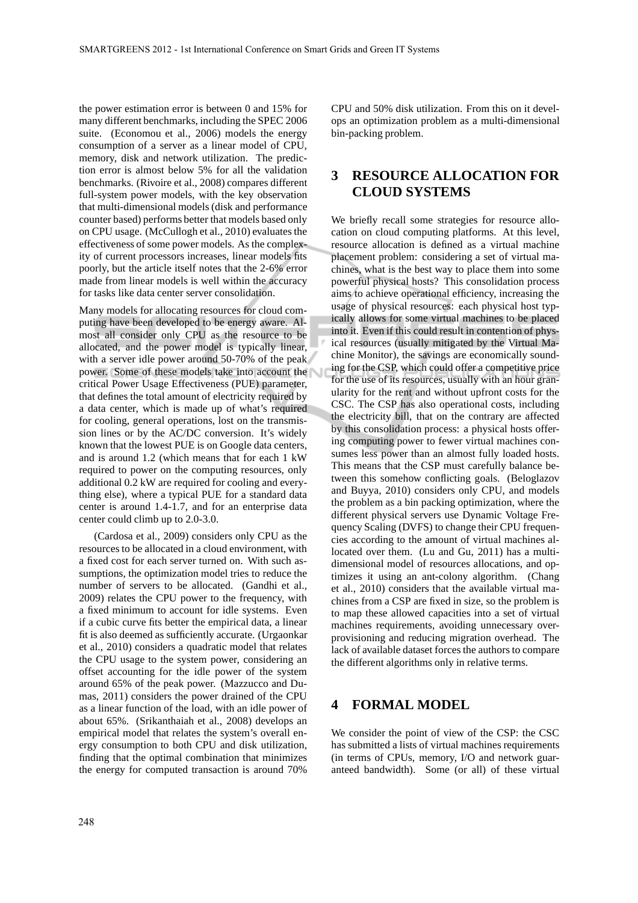the power estimation error is between 0 and 15% for many different benchmarks, including the SPEC 2006 suite. (Economou et al., 2006) models the energy consumption of a server as a linear model of CPU, memory, disk and network utilization. The prediction error is almost below 5% for all the validation benchmarks. (Rivoire et al., 2008) compares different full-system power models, with the key observation that multi-dimensional models (disk and performance counter based) performs better that models based only on CPU usage. (McCullogh et al., 2010) evaluates the effectiveness of some power models. As the complexity of current processors increases, linear models fits poorly, but the article itself notes that the 2-6% error made from linear models is well within the accuracy for tasks like data center server consolidation.

Many models for allocating resources for cloud computing have been developed to be energy aware. Almost all consider only CPU as the resource to be allocated, and the power model is typically linear, with a server idle power around 50-70% of the peak power. Some of these models take into account the critical Power Usage Effectiveness (PUE) parameter, that defines the total amount of electricity required by a data center, which is made up of what's required for cooling, general operations, lost on the transmission lines or by the AC/DC conversion. It's widely known that the lowest PUE is on Google data centers, and is around 1.2 (which means that for each 1 kW required to power on the computing resources, only additional 0.2 kW are required for cooling and everything else), where a typical PUE for a standard data center is around 1.4-1.7, and for an enterprise data center could climb up to 2.0-3.0.

(Cardosa et al., 2009) considers only CPU as the resources to be allocated in a cloud environment, with a fixed cost for each server turned on. With such assumptions, the optimization model tries to reduce the number of servers to be allocated. (Gandhi et al., 2009) relates the CPU power to the frequency, with a fixed minimum to account for idle systems. Even if a cubic curve fits better the empirical data, a linear fit is also deemed as sufficiently accurate. (Urgaonkar et al., 2010) considers a quadratic model that relates the CPU usage to the system power, considering an offset accounting for the idle power of the system around 65% of the peak power. (Mazzucco and Dumas, 2011) considers the power drained of the CPU as a linear function of the load, with an idle power of about 65%. (Srikanthaiah et al., 2008) develops an empirical model that relates the system's overall energy consumption to both CPU and disk utilization, finding that the optimal combination that minimizes the energy for computed transaction is around 70% CPU and 50% disk utilization. From this on it develops an optimization problem as a multi-dimensional bin-packing problem.

## 3 RESOURCE ALLOCATION FOR CLOUD SYSTEMS

We briefly recall some strategies for resource allocation on cloud computing platforms. At this level, resource allocation is defined as a virtual machine placement problem: considering a set of virtual machines, what is the best way to place them into some powerful physical hosts? This consolidation process aims to achieve operational efficiency, increasing the usage of physical resources: each physical host typically allows for some virtual machines to be placed into it. Even if this could result in contention of physical resources (usually mitigated by the Virtual Machine Monitor), the savings are economically sounding for the CSP, which could offer a competitive price for the use of its resources, usually with an hour granularity for the rent and without upfront costs for the CSC. The CSP has also operational costs, including the electricity bill, that on the contrary are affected by this consolidation process: a physical hosts offering computing power to fewer virtual machines consumes less power than an almost fully loaded hosts. This means that the CSP must carefully balance between this somehow conflicting goals. (Beloglazov and Buyya, 2010) considers only CPU, and models the problem as a bin packing optimization, where the different physical servers use Dynamic Voltage Frequency Scaling (DVFS) to change their CPU frequencies according to the amount of virtual machines allocated over them. (Lu and Gu, 2011) has a multi-dimensional model of resources allocations, and optimizes it using an ant-colony algorithm. (Chang et al., 2010) considers that the available virtual machines from a CSP are fixed in size, so the problem is to map these allowed capacities into a set of virtual machines requirements, avoiding unnecessary over-provisioning and reducing migration overhead. The lack of available dataset forces the authors to compare the different algorithms only in relative terms.

## 4 FORMAL MODEL

We consider the point of view of the CSP: the CSC has submitted a lists of virtual machines requirements (in terms of CPUs, memory, I/O and network guaranteed bandwidth). Some (or all) of these virtual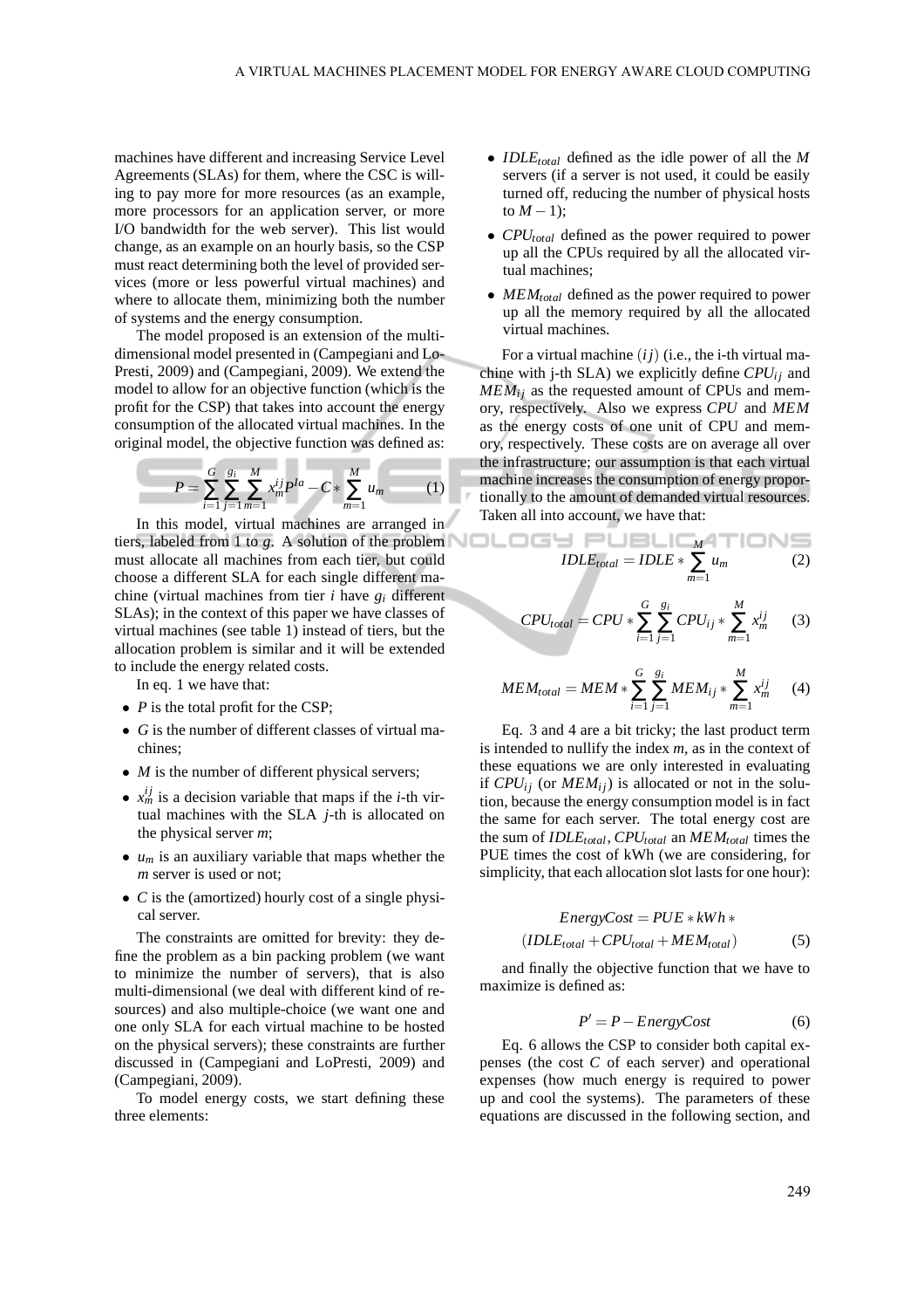machines have different and increasing Service Level Agreements (SLAs) for them, where the CSC is willing to pay more for more resources (as an example, more processors for an application server, or more I/O bandwidth for the web server). This list would change, as an example on an hourly basis, so the CSP must react determining both the level of provided services (more or less powerful virtual machines) and where to allocate them, minimizing both the number of systems and the energy consumption.

The model proposed is an extension of the multi-dimensional model presented in (Campegiani and Lo-Presti, 2009) and (Campegiani, 2009). We extend the model to allow for an objective function (which is the profit for the CSP) that takes into account the energy consumption of the allocated virtual machines. In the original model, the objective function was defined as:

$$P = \sum_{i=1}^{G} \sum_{j=1}^{g_i} \sum_{m=1}^{M} x_m^{ij} P^{Ia} - C * \sum_{m=1}^{M} u_m \tag{1}$$

In this model, virtual machines are arranged in tiers, labeled from 1 to $g$. A solution of the problem must allocate all machines from each tier, but could choose a different SLA for each single different machine (virtual machines from tier $i$ have $g_i$ different SLAs); in the context of this paper we have classes of virtual machines (see table 1) instead of tiers, but the allocation problem is similar and it will be extended to include the energy related costs.

In eq. 1 we have that:

- $P$ is the total profit for the CSP;
- $G$ is the number of different classes of virtual machines;
- $M$ is the number of different physical servers;
- $x_m^{ij}$ is a decision variable that maps if the $i$-th virtual machines with the SLA $j$-th is allocated on the physical server $m$;
- $u_m$ is an auxiliary variable that maps whether the $m$ server is used or not;
- $C$ is the (amortized) hourly cost of a single physical server.

The constraints are omitted for brevity: they define the problem as a bin packing problem (we want to minimize the number of servers), that is also multi-dimensional (we deal with different kind of resources) and also multiple-choice (we want one and one only SLA for each virtual machine to be hosted on the physical servers); these constraints are further discussed in (Campegiani and LoPresti, 2009) and (Campegiani, 2009).

To model energy costs, we start defining these three elements:

- $IDLE_{total}$ defined as the idle power of all the $M$ servers (if a server is not used, it could be easily turned off, reducing the number of physical hosts to $M-1$);
- $CPU_{total}$ defined as the power required to power up all the CPUs required by all the allocated virtual machines;
- $MEM_{total}$ defined as the power required to power up all the memory required by all the allocated virtual machines.

For a virtual machine $(ij)$ (i.e., the i-th virtual machine with j-th SLA) we explicitly define $CPU_{ij}$ and $MEM_{ij}$ as the requested amount of CPUs and memory, respectively. Also we express $CPU$ and $MEM$ as the energy costs of one unit of CPU and memory, respectively. These costs are on average all over the infrastructure; our assumption is that each virtual machine increases the consumption of energy proportionally to the amount of demanded virtual resources. Taken all into account, we have that:

$$IDLE_{total} = IDLE * \sum_{m=1}^{M} u_m \tag{2}$$

$$CPU_{total} = CPU * \sum_{i=1}^{G} \sum_{j=1}^{g_i} CPU_{ij} * \sum_{m=1}^{M} x_m^{ij} \tag{3}$$

$$MEM_{total} = MEM * \sum_{i=1}^{G} \sum_{j=1}^{g_i} MEM_{ij} * \sum_{m=1}^{M} x_m^{ij} \tag{4}$$

Eq. 3 and 4 are a bit tricky; the last product term is intended to nullify the index $m$, as in the context of these equations we are only interested in evaluating if $CPU_{ij}$ (or $MEM_{ij}$) is allocated or not in the solution, because the energy consumption model is in fact the same for each server. The total energy cost are the sum of $IDLE_{total}$, $CPU_{total}$ an $MEM_{total}$ times the PUE times the cost of kWh (we are considering, for simplicity, that each allocation slot lasts for one hour):

$$\begin{gathered} EnergyCost = PUE * kWh * \\ (IDLE_{total} + CPU_{total} + MEM_{total}) \end{gathered} \tag{5}$$

and finally the objective function that we have to maximize is defined as:

$$P' = P - EnergyCost \tag{6}$$

Eq. 6 allows the CSP to consider both capital expenses (the cost $C$ of each server) and operational expenses (how much energy is required to power up and cool the systems). The parameters of these equations are discussed in the following section, and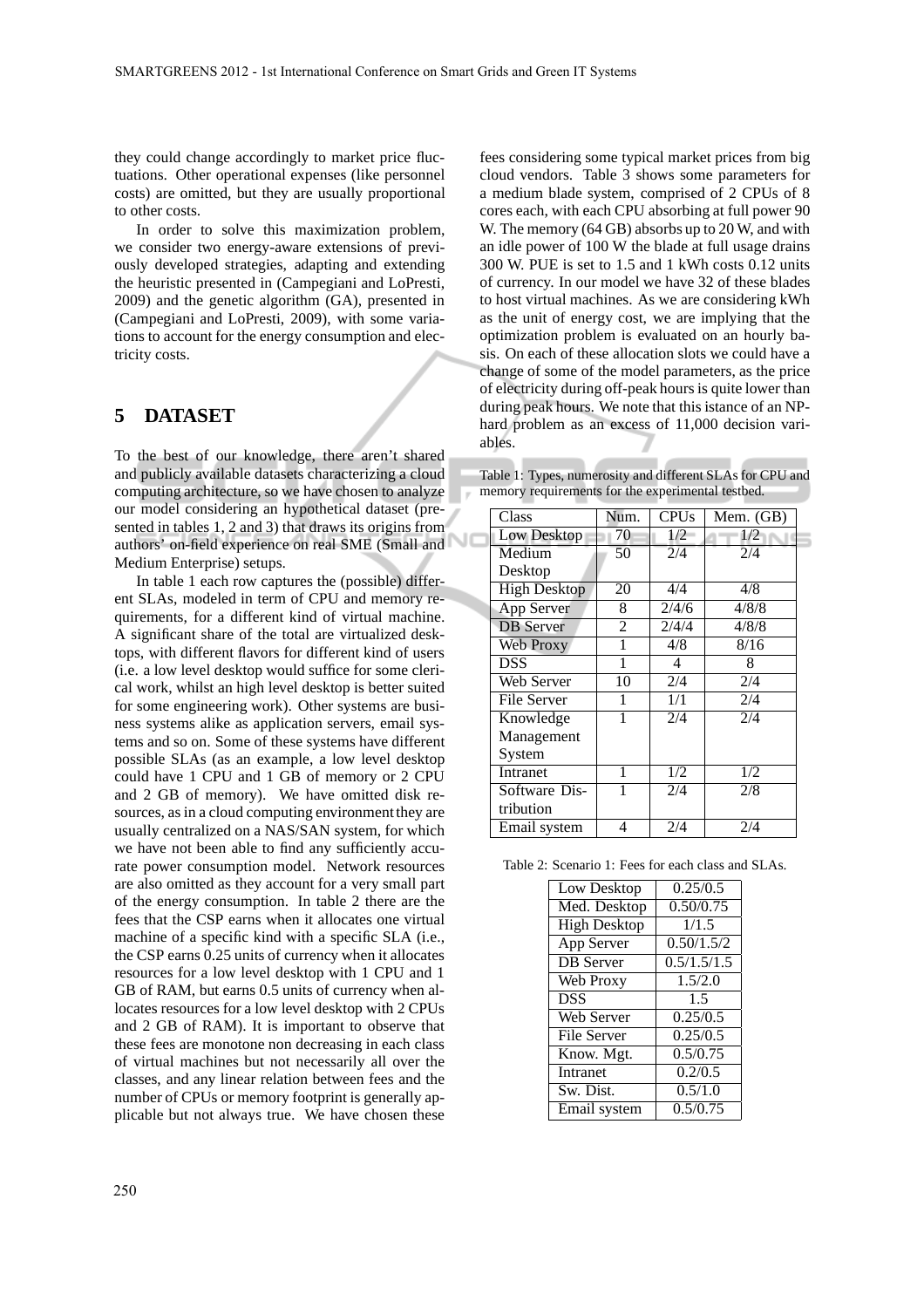they could change accordingly to market price fluctuations. Other operational expenses (like personnel costs) are omitted, but they are usually proportional to other costs.

In order to solve this maximization problem, we consider two energy-aware extensions of previously developed strategies, adapting and extending the heuristic presented in (Campegiani and LoPresti, 2009) and the genetic algorithm (GA), presented in (Campegiani and LoPresti, 2009), with some variations to account for the energy consumption and electricity costs.

# 5 DATASET

To the best of our knowledge, there aren't shared and publicly available datasets characterizing a cloud computing architecture, so we have chosen to analyze our model considering an hypothetical dataset (presented in tables 1, 2 and 3) that draws its origins from authors' on-field experience on real SME (Small and Medium Enterprise) setups.

In table 1 each row captures the (possible) different SLAs, modeled in term of CPU and memory requirements, for a different kind of virtual machine. A significant share of the total are virtualized desktops, with different flavors for different kind of users (i.e. a low level desktop would suffice for some clerical work, whilst an high level desktop is better suited for some engineering work). Other systems are business systems alike as application servers, email systems and so on. Some of these systems have different possible SLAs (as an example, a low level desktop could have 1 CPU and 1 GB of memory or 2 CPU and 2 GB of memory). We have omitted disk resources, as in a cloud computing environment they are usually centralized on a NAS/SAN system, for which we have not been able to find any sufficiently accurate power consumption model. Network resources are also omitted as they account for a very small part of the energy consumption. In table 2 there are the fees that the CSP earns when it allocates one virtual machine of a specific kind with a specific SLA (i.e., the CSP earns 0.25 units of currency when it allocates resources for a low level desktop with 1 CPU and 1 GB of RAM, but earns 0.5 units of currency when allocates resources for a low level desktop with 2 CPUs and 2 GB of RAM). It is important to observe that these fees are monotone non decreasing in each class of virtual machines but not necessarily all over the classes, and any linear relation between fees and the number of CPUs or memory footprint is generally applicable but not always true. We have chosen these fees considering some typical market prices from big cloud vendors. Table 3 shows some parameters for a medium blade system, comprised of 2 CPUs of 8 cores each, with each CPU absorbing at full power 90 W. The memory (64 GB) absorbs up to 20 W, and with an idle power of 100 W the blade at full usage drains 300 W. PUE is set to 1.5 and 1 kWh costs 0.12 units of currency. In our model we have 32 of these blades to host virtual machines. As we are considering kWh as the unit of energy cost, we are implying that the optimization problem is evaluated on an hourly basis. On each of these allocation slots we could have a change of some of the model parameters, as the price of electricity during off-peak hours is quite lower than during peak hours. We note that this istance of an NP-hard problem as an excess of 11,000 decision variables.

Table 1: Types, numerosity and different SLAs for CPU and memory requirements for the experimental testbed.

| Class | Num. | CPUs | Mem. (GB) |
|---|---|---|---|
| Low Desktop | 70 | 1/2 | 1/2 |
| Medium Desktop | 50 | 2/4 | 2/4 |
| High Desktop | 20 | 4/4 | 4/8 |
| App Server | 8 | 2/4/6 | 4/8/8 |
| DB Server | 2 | 2/4/4 | 4/8/8 |
| Web Proxy | 1 | 4/8 | 8/16 |
| DSS | 1 | 4 | 8 |
| Web Server | 10 | 2/4 | 2/4 |
| File Server | 1 | 1/1 | 2/4 |
| Knowledge Management System | 1 | 2/4 | 2/4 |
| Intranet | 1 | 1/2 | 1/2 |
| Software Distribution | 1 | 2/4 | 2/8 |
| Email system | 4 | 2/4 | 2/4 |

Table 2: Scenario 1: Fees for each class and SLAs.

| | |
|---|---|
| Low Desktop | 0.25/0.5 |
| Med. Desktop | 0.50/0.75 |
| High Desktop | 1/1.5 |
| App Server | 0.50/1.5/2 |
| DB Server | 0.5/1.5/1.5 |
| Web Proxy | 1.5/2.0 |
| DSS | 1.5 |
| Web Server | 0.25/0.5 |
| File Server | 0.25/0.5 |
| Know. Mgt. | 0.5/0.75 |
| Intranet | 0.2/0.5 |
| Sw. Dist. | 0.5/1.0 |
| Email system | 0.5/0.75 |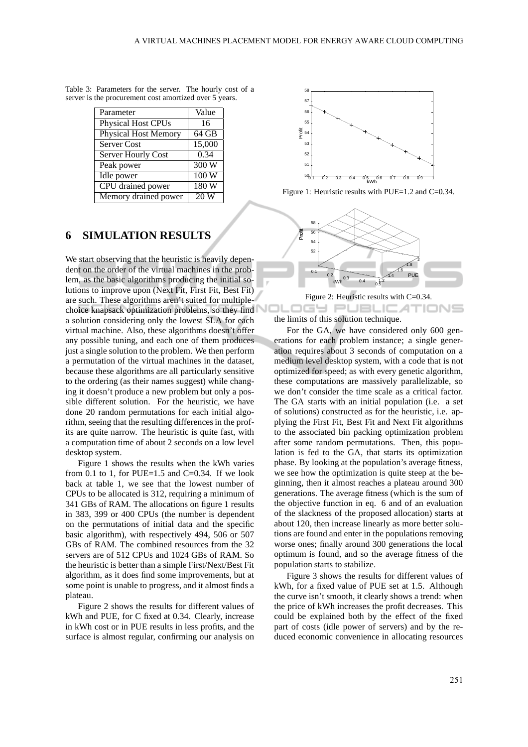Table 3: Parameters for the server. The hourly cost of a server is the procurement cost amortized over 5 years.

| Parameter | Value |
|---|---|
| Physical Host CPUs | 16 |
| Physical Host Memory | 64 GB |
| Server Cost | 15,000 |
| Server Hourly Cost | 0.34 |
| Peak power | 300 W |
| Idle power | 100 W |
| CPU drained power | 180 W |
| Memory drained power | 20 W |

## 6 SIMULATION RESULTS

We start observing that the heuristic is heavily dependent on the order of the virtual machines in the problem, as the basic algorithms producing the initial solutions to improve upon (Next Fit, First Fit, Best Fit) are such. These algorithms aren't suited for multiple-choice knapsack optimization problems, so they find a solution considering only the lowest SLA for each virtual machine. Also, these algorithms doesn't offer any possible tuning, and each one of them produces just a single solution to the problem. We then perform a permutation of the virtual machines in the dataset, because these algorithms are all particularly sensitive to the ordering (as their names suggest) while changing it doesn't produce a new problem but only a possible different solution. For the heuristic, we have done 20 random permutations for each initial algorithm, seeing that the resulting differences in the profits are quite narrow. The heuristic is quite fast, with a computation time of about 2 seconds on a low level desktop system.

Figure 1 shows the results when the kWh varies from 0.1 to 1, for PUE=1.5 and C=0.34. If we look back at table 1, we see that the lowest number of CPUs to be allocated is 312, requiring a minimum of 341 GBs of RAM. The allocations on figure 1 results in 383, 399 or 400 CPUs (the number is dependent on the permutations of initial data and the specific basic algorithm), with respectively 494, 506 or 507 GBs of RAM. The combined resources from the 32 servers are of 512 CPUs and 1024 GBs of RAM. So the heuristic is better than a simple First/Next/Best Fit algorithm, as it does find some improvements, but at some point is unable to progress, and it almost finds a plateau.

Figure 2 shows the results for different values of kWh and PUE, for C fixed at 0.34. Clearly, increase in kWh cost or in PUE results in less profits, and the surface is almost regular, confirming our analysis on the limits of this solution technique.

Figure 1: Heuristic results with PUE=1.2 and C=0.34.

Figure 2: Heuristic results with C=0.34.

For the GA, we have considered only 600 generations for each problem instance; a single generation requires about 3 seconds of computation on a medium level desktop system, with a code that is not optimized for speed; as with every genetic algorithm, these computations are massively parallelizable, so we don't consider the time scale as a critical factor. The GA starts with an initial population (i.e. a set of solutions) constructed as for the heuristic, i.e. applying the First Fit, Best Fit and Next Fit algorithms to the associated bin packing optimization problem after some random permutations. Then, this population is fed to the GA, that starts its optimization phase. By looking at the population's average fitness, we see how the optimization is quite steep at the beginning, then it almost reaches a plateau around 300 generations. The average fitness (which is the sum of the objective function in eq. 6 and of an evaluation of the slackness of the proposed allocation) starts at about 120, then increase linearly as more better solutions are found and enter in the populations removing worse ones; finally around 300 generations the local optimum is found, and so the average fitness of the population starts to stabilize.

Figure 3 shows the results for different values of kWh, for a fixed value of PUE set at 1.5. Although the curve isn't smooth, it clearly shows a trend: when the price of kWh increases the profit decreases. This could be explained both by the effect of the fixed part of costs (idle power of servers) and by the reduced economic convenience in allocating resources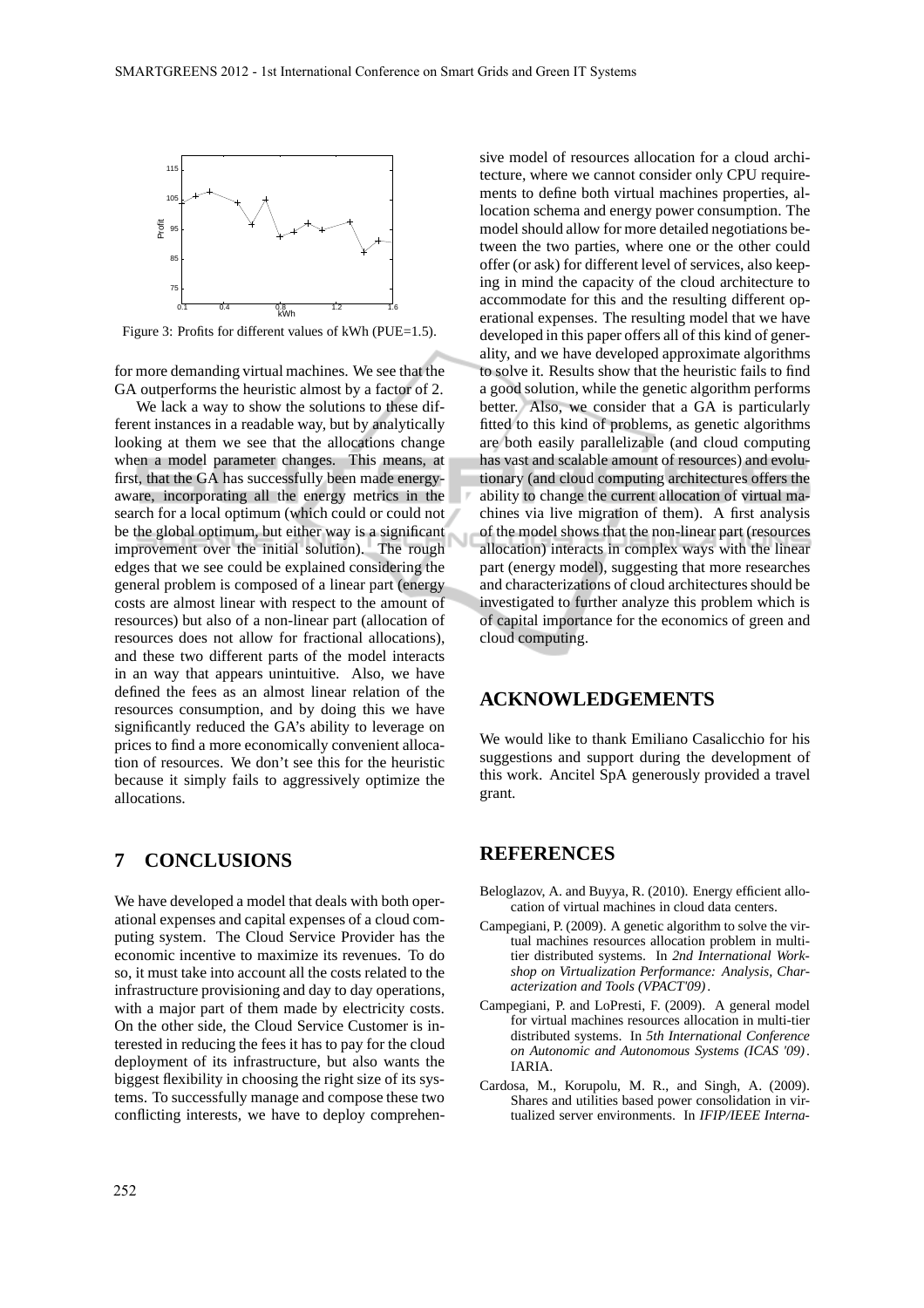Figure 3: Profits for different values of kWh (PUE=1.5).

for more demanding virtual machines. We see that the GA outperforms the heuristic almost by a factor of 2.

We lack a way to show the solutions to these different instances in a readable way, but by analytically looking at them we see that the allocations change when a model parameter changes. This means, at first, that the GA has successfully been made energy-aware, incorporating all the energy metrics in the search for a local optimum (which could or could not be the global optimum, but either way is a significant improvement over the initial solution). The rough edges that we see could be explained considering the general problem is composed of a linear part (energy costs are almost linear with respect to the amount of resources) but also of a non-linear part (allocation of resources does not allow for fractional allocations), and these two different parts of the model interacts in an way that appears unintuitive. Also, we have defined the fees as an almost linear relation of the resources consumption, and by doing this we have significantly reduced the GA's ability to leverage on prices to find a more economically convenient allocation of resources. We don't see this for the heuristic because it simply fails to aggressively optimize the allocations.

## 7 CONCLUSIONS

We have developed a model that deals with both operational expenses and capital expenses of a cloud computing system. The Cloud Service Provider has the economic incentive to maximize its revenues. To do so, it must take into account all the costs related to the infrastructure provisioning and day to day operations, with a major part of them made by electricity costs. On the other side, the Cloud Service Customer is interested in reducing the fees it has to pay for the cloud deployment of its infrastructure, but also wants the biggest flexibility in choosing the right size of its systems. To successfully manage and compose these two conflicting interests, we have to deploy comprehensive model of resources allocation for a cloud architecture, where we cannot consider only CPU requirements to define both virtual machines properties, allocation schema and energy power consumption. The model should allow for more detailed negotiations between the two parties, where one or the other could offer (or ask) for different level of services, also keeping in mind the capacity of the cloud architecture to accommodate for this and the resulting different operational expenses. The resulting model that we have developed in this paper offers all of this kind of generality, and we have developed approximate algorithms to solve it. Results show that the heuristic fails to find a good solution, while the genetic algorithm performs better. Also, we consider that a GA is particularly fitted to this kind of problems, as genetic algorithms are both easily parallelizable (and cloud computing has vast and scalable amount of resources) and evolutionary (and cloud computing architectures offers the ability to change the current allocation of virtual machines via live migration of them). A first analysis of the model shows that the non-linear part (resources allocation) interacts in complex ways with the linear part (energy model), suggesting that more researches and characterizations of cloud architectures should be investigated to further analyze this problem which is of capital importance for the economics of green and cloud computing.

## ACKNOWLEDGEMENTS

We would like to thank Emiliano Casalicchio for his suggestions and support during the development of this work. Ancitel SpA generously provided a travel grant.

## REFERENCES

Beloglazov, A. and Buyya, R. (2010). Energy efficient allocation of virtual machines in cloud data centers.

Campegiani, P. (2009). A genetic algorithm to solve the virtual machines resources allocation problem in multi-tier distributed systems. In *2nd International Workshop on Virtualization Performance: Analysis, Characterization and Tools (VPACT'09)*.

Campegiani, P. and LoPresti, F. (2009). A general model for virtual machines resources allocation in multi-tier distributed systems. In *5th International Conference on Autonomic and Autonomous Systems (ICAS '09)*. IARIA.

Cardosa, M., Korupolu, M. R., and Singh, A. (2009). Shares and utilities based power consolidation in virtualized server environments. In *IFIP/IEEE Interna-*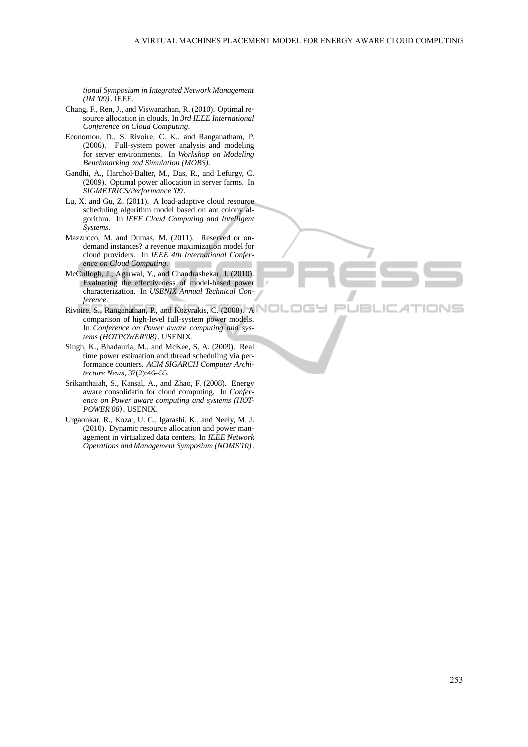*tional Symposium in Integrated Network Management (IM '09)*. IEEE.

Chang, F., Ren, J., and Viswanathan, R. (2010). Optimal resource allocation in clouds. In *3rd IEEE International Conference on Cloud Computing*.

Economou, D., S. Rivoire, C. K., and Ranganatham, P. (2006). Full-system power analysis and modeling for server environments. In *Workshop on Modeling Benchmarking and Simulation (MOBS)*.

Gandhi, A., Harchol-Balter, M., Das, R., and Lefurgy, C. (2009). Optimal power allocation in server farms. In *SIGMETRICS/Performance '09*.

Lu, X. and Gu, Z. (2011). A load-adaptive cloud resource scheduling algorithm model based on ant colony algorithm. In *IEEE Cloud Computing and Intelligent Systems*.

Mazzucco, M. and Dumas, M. (2011). Reserved or on-demand instances? a revenue maximization model for cloud providers. In *IEEE 4th International Conference on Cloud Computing*.

McCullogh, J., Agarwal, Y., and Chandrashekar, J. (2010). Evaluating the effectiveness of model-based power characterization. In *USENIX Annual Technical Conference*.

Rivoire, S., Ranganathan, P., and Kozyrakis, C. (2008). A comparison of high-level full-system power models. In *Conference on Power aware computing and systems (HOTPOWER'08)*. USENIX.

Singh, K., Bhadauria, M., and McKee, S. A. (2009). Real time power estimation and thread scheduling via performance counters. *ACM SIGARCH Computer Architecture News*, 37(2):46–55.

Srikanthaiah, S., Kansal, A., and Zhao, F. (2008). Energy aware consolidatin for cloud computing. In *Conference on Power aware computing and systems (HOT-POWER'08)*. USENIX.

Urgaonkar, R., Kozat, U. C., Igarashi, K., and Neely, M. J. (2010). Dynamic resource allocation and power management in virtualized data centers. In *IEEE Network Operations and Management Symposium (NOMS'10)*.